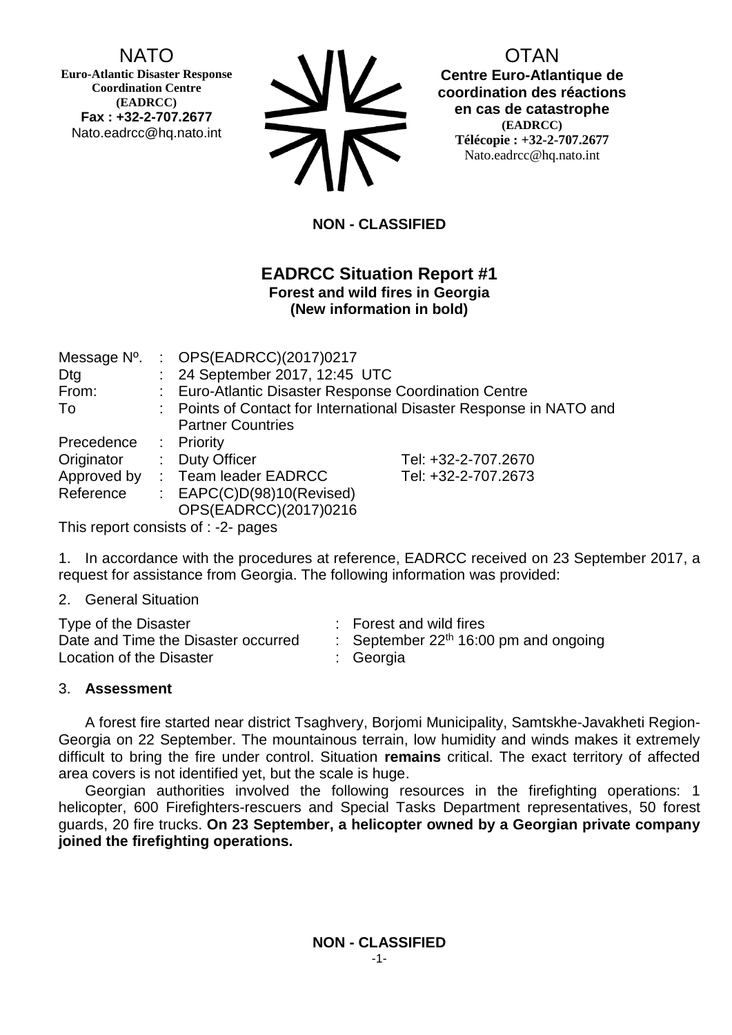NATO
**Euro-Atlantic Disaster Response Coordination Centre (EADRCC)**
**Fax : +32-2-707.2677**
Nato.eadrcc@hq.nato.int

OTAN
**Centre Euro-Atlantique de coordination des réactions en cas de catastrophe**
**(EADRCC)**
**Télécopie : +32-2-707.2677**
Nato.eadrcc@hq.nato.int

**NON - CLASSIFIED**

# EADRCC Situation Report #1

**Forest and wild fires in Georgia**
**(New information in bold)**

| | | | |
|---|---|---|---|
| Message Nº. | : | OPS(EADRCC)(2017)0217 | |
| Dtg | : | 24 September 2017, 12:45 UTC | |
| From: | : | Euro-Atlantic Disaster Response Coordination Centre | |
| To | : | Points of Contact for International Disaster Response in NATO and Partner Countries | |
| Precedence | : | Priority | |
| Originator | : | Duty Officer | Tel: +32-2-707.2670 |
| Approved by | : | Team leader EADRCC | Tel: +32-2-707.2673 |
| Reference | : | EAPC(C)D(98)10(Revised) OPS(EADRCC)(2017)0216 | |

This report consists of : -2- pages

1. In accordance with the procedures at reference, EADRCC received on 23 September 2017, a request for assistance from Georgia. The following information was provided:

2. General Situation

| | |
|---|---|
| Type of the Disaster | : Forest and wild fires |
| Date and Time the Disaster occurred | : September 22$^{th}$ 16:00 pm and ongoing |
| Location of the Disaster | : Georgia |

3. **Assessment**

A forest fire started near district Tsaghvery, Borjomi Municipality, Samtskhe-Javakheti Region-Georgia on 22 September. The mountainous terrain, low humidity and winds makes it extremely difficult to bring the fire under control. Situation **remains** critical. The exact territory of affected area covers is not identified yet, but the scale is huge.

Georgian authorities involved the following resources in the firefighting operations: 1 helicopter, 600 Firefighters-rescuers and Special Tasks Department representatives, 50 forest guards, 20 fire trucks. **On 23 September, a helicopter owned by a Georgian private company joined the firefighting operations.**

**NON - CLASSIFIED**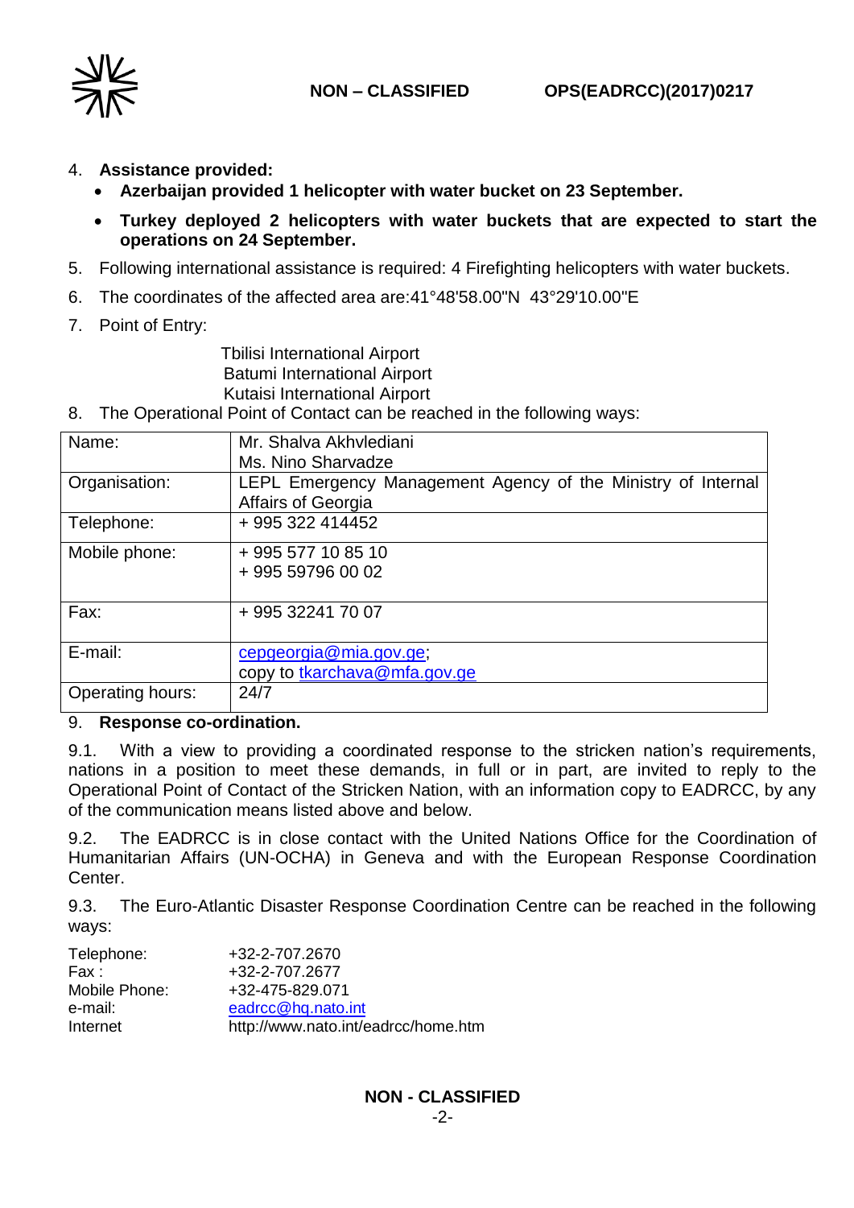4. **Assistance provided:**
   - **Azerbaijan provided 1 helicopter with water bucket on 23 September.**
   - **Turkey deployed 2 helicopters with water buckets that are expected to start the operations on 24 September.**
5. Following international assistance is required: 4 Firefighting helicopters with water buckets.
6. The coordinates of the affected area are:41°48'58.00"N 43°29'10.00"E
7. Point of Entry:

   Tbilisi International Airport
   Batumi International Airport
   Kutaisi International Airport
8. The Operational Point of Contact can be reached in the following ways:

| | |
|---|---|
| Name: | Mr. Shalva Akhvlediani<br>Ms. Nino Sharvadze |
| Organisation: | LEPL Emergency Management Agency of the Ministry of Internal Affairs of Georgia |
| Telephone: | + 995 322 414452 |
| Mobile phone: | + 995 577 10 85 10<br>+ 995 59796 00 02 |
| Fax: | + 995 32241 70 07 |
| E-mail: | cepgeorgia@mia.gov.ge;<br>copy to tkarchava@mfa.gov.ge |
| Operating hours: | 24/7 |

9. **Response co-ordination.**

9.1. With a view to providing a coordinated response to the stricken nation's requirements, nations in a position to meet these demands, in full or in part, are invited to reply to the Operational Point of Contact of the Stricken Nation, with an information copy to EADRCC, by any of the communication means listed above and below.

9.2. The EADRCC is in close contact with the United Nations Office for the Coordination of Humanitarian Affairs (UN-OCHA) in Geneva and with the European Response Coordination Center.

9.3. The Euro-Atlantic Disaster Response Coordination Centre can be reached in the following ways:

| | |
|---|---|
| Telephone: | +32-2-707.2670 |
| Fax : | +32-2-707.2677 |
| Mobile Phone: | +32-475-829.071 |
| e-mail: | eadrcc@hq.nato.int |
| Internet | http://www.nato.int/eadrcc/home.htm |